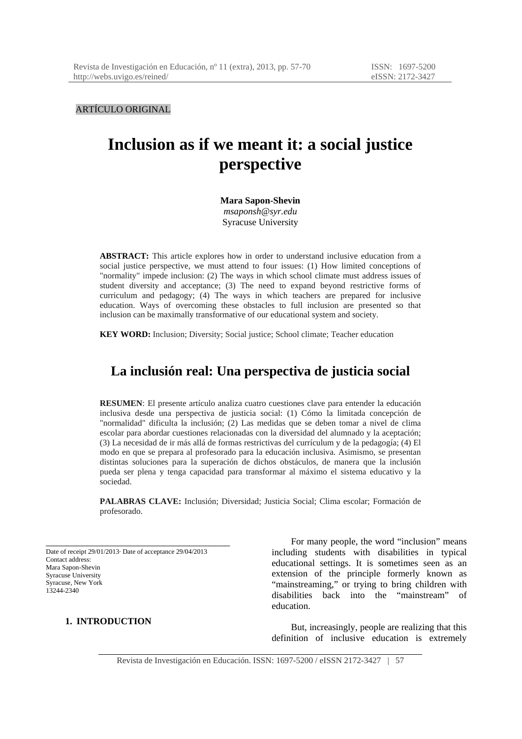ARTÍCULO ORIGINAL

# Inclusion as if we meant it: a social justice perspective

**Mara Sapon-Shevin**
*msaponsh@syr.edu*
Syracuse University

**ABSTRACT:** This article explores how in order to understand inclusive education from a social justice perspective, we must attend to four issues: (1) How limited conceptions of "normality" impede inclusion: (2) The ways in which school climate must address issues of student diversity and acceptance; (3) The need to expand beyond restrictive forms of curriculum and pedagogy; (4) The ways in which teachers are prepared for inclusive education. Ways of overcoming these obstacles to full inclusion are presented so that inclusion can be maximally transformative of our educational system and society.

**KEY WORD:** Inclusion; Diversity; Social justice; School climate; Teacher education

# La inclusión real: Una perspectiva de justicia social

**RESUMEN**: El presente artículo analiza cuatro cuestiones clave para entender la educación inclusiva desde una perspectiva de justicia social: (1) Cómo la limitada concepción de "normalidad" dificulta la inclusión; (2) Las medidas que se deben tomar a nivel de clima escolar para abordar cuestiones relacionadas con la diversidad del alumnado y la aceptación; (3) La necesidad de ir más allá de formas restrictivas del currículum y de la pedagogía; (4) El modo en que se prepara al profesorado para la educación inclusiva. Asimismo, se presentan distintas soluciones para la superación de dichos obstáculos, de manera que la inclusión pueda ser plena y tenga capacidad para transformar al máximo el sistema educativo y la sociedad.

**PALABRAS CLAVE:** Inclusión; Diversidad; Justicia Social; Clima escolar; Formación de profesorado.

---

Date of receipt 29/01/2013· Date of acceptance 29/04/2013
Contact address:
Mara Sapon-Shevin
Syracuse University
Syracuse, New York
13244-2340

## 1. INTRODUCTION

For many people, the word "inclusion" means including students with disabilities in typical educational settings. It is sometimes seen as an extension of the principle formerly known as "mainstreaming," or trying to bring children with disabilities back into the "mainstream" of education.

But, increasingly, people are realizing that this definition of inclusive education is extremely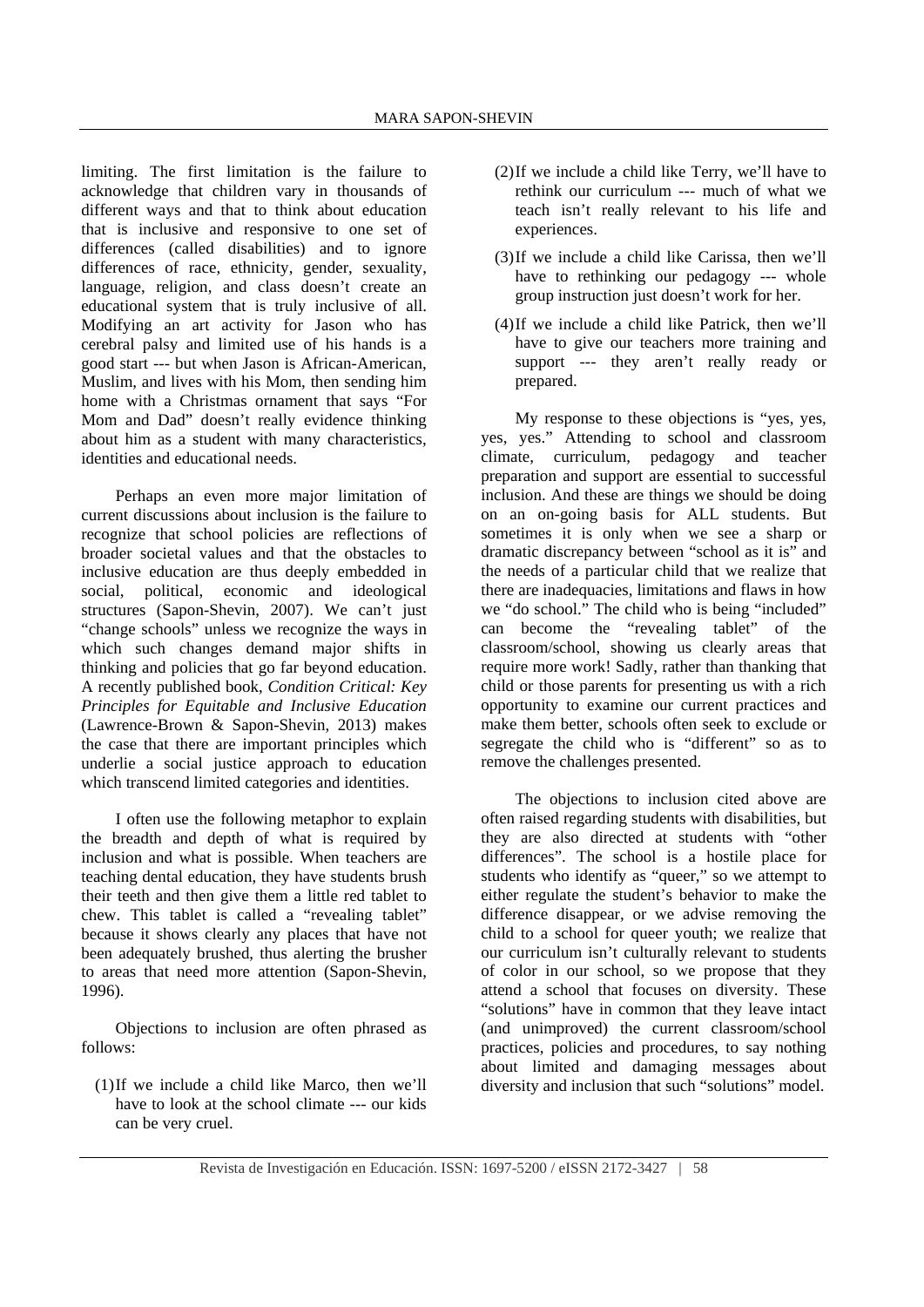limiting. The first limitation is the failure to acknowledge that children vary in thousands of different ways and that to think about education that is inclusive and responsive to one set of differences (called disabilities) and to ignore differences of race, ethnicity, gender, sexuality, language, religion, and class doesn't create an educational system that is truly inclusive of all. Modifying an art activity for Jason who has cerebral palsy and limited use of his hands is a good start --- but when Jason is African-American, Muslim, and lives with his Mom, then sending him home with a Christmas ornament that says "For Mom and Dad" doesn't really evidence thinking about him as a student with many characteristics, identities and educational needs.

Perhaps an even more major limitation of current discussions about inclusion is the failure to recognize that school policies are reflections of broader societal values and that the obstacles to inclusive education are thus deeply embedded in social, political, economic and ideological structures (Sapon-Shevin, 2007). We can't just "change schools" unless we recognize the ways in which such changes demand major shifts in thinking and policies that go far beyond education. A recently published book, *Condition Critical: Key Principles for Equitable and Inclusive Education* (Lawrence-Brown & Sapon-Shevin, 2013) makes the case that there are important principles which underlie a social justice approach to education which transcend limited categories and identities.

I often use the following metaphor to explain the breadth and depth of what is required by inclusion and what is possible. When teachers are teaching dental education, they have students brush their teeth and then give them a little red tablet to chew. This tablet is called a "revealing tablet" because it shows clearly any places that have not been adequately brushed, thus alerting the brusher to areas that need more attention (Sapon-Shevin, 1996).

Objections to inclusion are often phrased as follows:

(1) If we include a child like Marco, then we'll have to look at the school climate --- our kids can be very cruel.

(2) If we include a child like Terry, we'll have to rethink our curriculum --- much of what we teach isn't really relevant to his life and experiences.

(3) If we include a child like Carissa, then we'll have to rethinking our pedagogy --- whole group instruction just doesn't work for her.

(4) If we include a child like Patrick, then we'll have to give our teachers more training and support --- they aren't really ready or prepared.

My response to these objections is "yes, yes, yes, yes." Attending to school and classroom climate, curriculum, pedagogy and teacher preparation and support are essential to successful inclusion. And these are things we should be doing on an on-going basis for ALL students. But sometimes it is only when we see a sharp or dramatic discrepancy between "school as it is" and the needs of a particular child that we realize that there are inadequacies, limitations and flaws in how we "do school." The child who is being "included" can become the "revealing tablet" of the classroom/school, showing us clearly areas that require more work! Sadly, rather than thanking that child or those parents for presenting us with a rich opportunity to examine our current practices and make them better, schools often seek to exclude or segregate the child who is "different" so as to remove the challenges presented.

The objections to inclusion cited above are often raised regarding students with disabilities, but they are also directed at students with "other differences". The school is a hostile place for students who identify as "queer," so we attempt to either regulate the student's behavior to make the difference disappear, or we advise removing the child to a school for queer youth; we realize that our curriculum isn't culturally relevant to students of color in our school, so we propose that they attend a school that focuses on diversity. These "solutions" have in common that they leave intact (and unimproved) the current classroom/school practices, policies and procedures, to say nothing about limited and damaging messages about diversity and inclusion that such "solutions" model.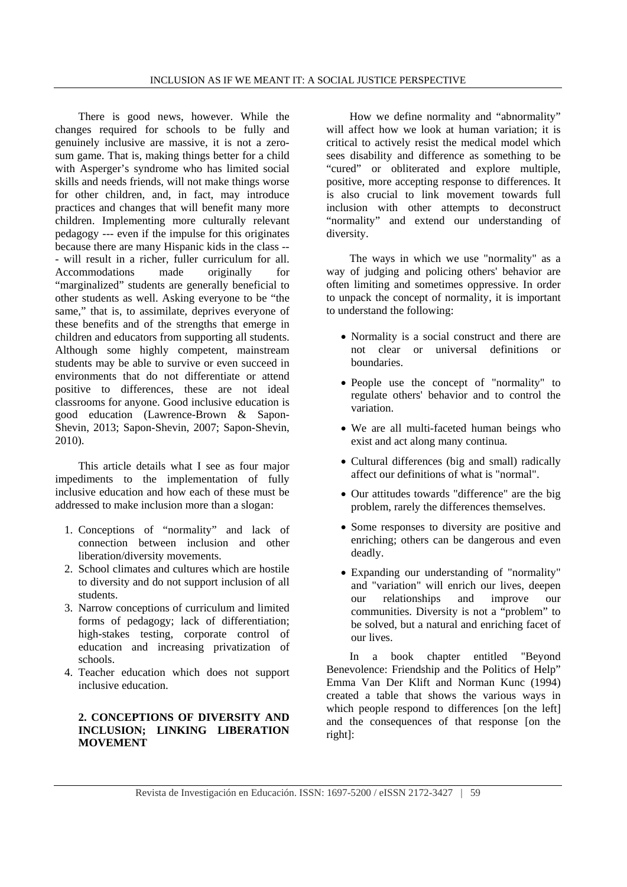There is good news, however. While the changes required for schools to be fully and genuinely inclusive are massive, it is not a zero-sum game. That is, making things better for a child with Asperger's syndrome who has limited social skills and needs friends, will not make things worse for other children, and, in fact, may introduce practices and changes that will benefit many more children. Implementing more culturally relevant pedagogy --- even if the impulse for this originates because there are many Hispanic kids in the class --- will result in a richer, fuller curriculum for all. Accommodations made originally for "marginalized" students are generally beneficial to other students as well. Asking everyone to be "the same," that is, to assimilate, deprives everyone of these benefits and of the strengths that emerge in children and educators from supporting all students. Although some highly competent, mainstream students may be able to survive or even succeed in environments that do not differentiate or attend positive to differences, these are not ideal classrooms for anyone. Good inclusive education is good education (Lawrence-Brown & Sapon-Shevin, 2013; Sapon-Shevin, 2007; Sapon-Shevin, 2010).

This article details what I see as four major impediments to the implementation of fully inclusive education and how each of these must be addressed to make inclusion more than a slogan:

1. Conceptions of "normality" and lack of connection between inclusion and other liberation/diversity movements.
2. School climates and cultures which are hostile to diversity and do not support inclusion of all students.
3. Narrow conceptions of curriculum and limited forms of pedagogy; lack of differentiation; high-stakes testing, corporate control of education and increasing privatization of schools.
4. Teacher education which does not support inclusive education.

## 2. CONCEPTIONS OF DIVERSITY AND INCLUSION; LINKING LIBERATION MOVEMENT

How we define normality and "abnormality" will affect how we look at human variation; it is critical to actively resist the medical model which sees disability and difference as something to be "cured" or obliterated and explore multiple, positive, more accepting response to differences. It is also crucial to link movement towards full inclusion with other attempts to deconstruct "normality" and extend our understanding of diversity.

The ways in which we use "normality" as a way of judging and policing others' behavior are often limiting and sometimes oppressive. In order to unpack the concept of normality, it is important to understand the following:

- Normality is a social construct and there are not clear or universal definitions or boundaries.
- People use the concept of "normality" to regulate others' behavior and to control the variation.
- We are all multi-faceted human beings who exist and act along many continua.
- Cultural differences (big and small) radically affect our definitions of what is "normal".
- Our attitudes towards "difference" are the big problem, rarely the differences themselves.
- Some responses to diversity are positive and enriching; others can be dangerous and even deadly.
- Expanding our understanding of "normality" and "variation" will enrich our lives, deepen our relationships and improve our communities. Diversity is not a "problem" to be solved, but a natural and enriching facet of our lives.

In a book chapter entitled "Beyond Benevolence: Friendship and the Politics of Help" Emma Van Der Klift and Norman Kunc (1994) created a table that shows the various ways in which people respond to differences [on the left] and the consequences of that response [on the right]: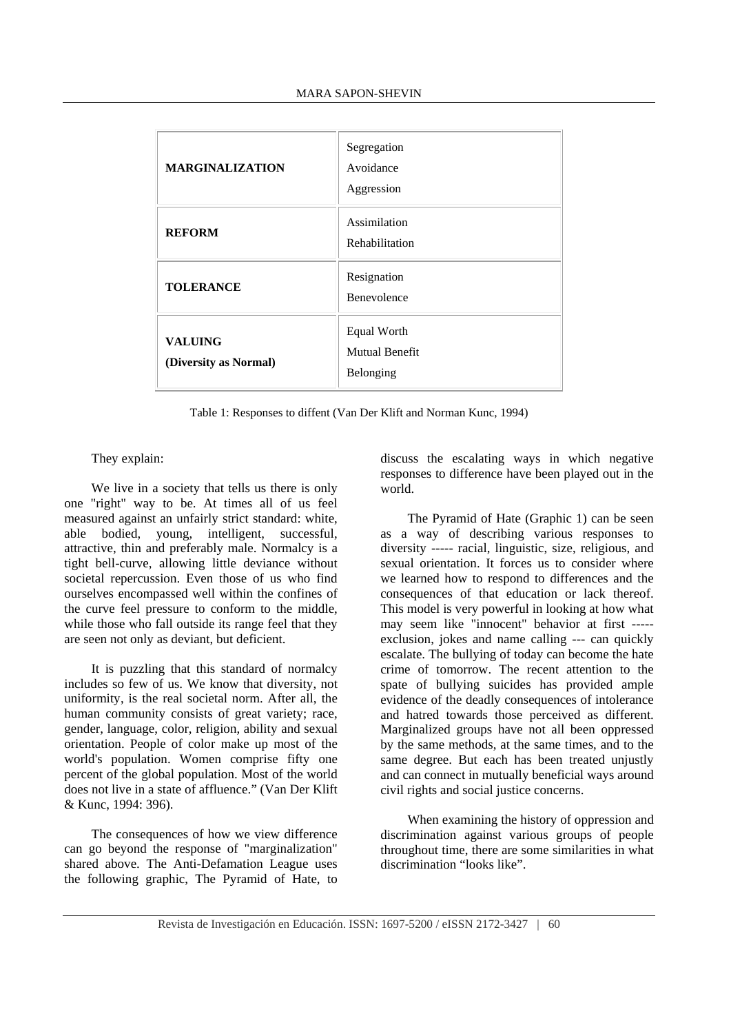| MARGINALIZATION | Segregation<br>Avoidance<br>Aggression |
|---|---|
| **REFORM** | Assimilation<br>Rehabilitation |
| **TOLERANCE** | Resignation<br>Benevolence |
| **VALUING (Diversity as Normal)** | Equal Worth<br>Mutual Benefit<br>Belonging |

Table 1: Responses to diffent (Van Der Klift and Norman Kunc, 1994)

They explain:

We live in a society that tells us there is only one "right" way to be. At times all of us feel measured against an unfairly strict standard: white, able bodied, young, intelligent, successful, attractive, thin and preferably male. Normalcy is a tight bell-curve, allowing little deviance without societal repercussion. Even those of us who find ourselves encompassed well within the confines of the curve feel pressure to conform to the middle, while those who fall outside its range feel that they are seen not only as deviant, but deficient.

It is puzzling that this standard of normalcy includes so few of us. We know that diversity, not uniformity, is the real societal norm. After all, the human community consists of great variety; race, gender, language, color, religion, ability and sexual orientation. People of color make up most of the world's population. Women comprise fifty one percent of the global population. Most of the world does not live in a state of affluence." (Van Der Klift & Kunc, 1994: 396).

The consequences of how we view difference can go beyond the response of "marginalization" shared above. The Anti-Defamation League uses the following graphic, The Pyramid of Hate, to discuss the escalating ways in which negative responses to difference have been played out in the world.

The Pyramid of Hate (Graphic 1) can be seen as a way of describing various responses to diversity ----- racial, linguistic, size, religious, and sexual orientation. It forces us to consider where we learned how to respond to differences and the consequences of that education or lack thereof. This model is very powerful in looking at how what may seem like "innocent" behavior at first ----- exclusion, jokes and name calling --- can quickly escalate. The bullying of today can become the hate crime of tomorrow. The recent attention to the spate of bullying suicides has provided ample evidence of the deadly consequences of intolerance and hatred towards those perceived as different. Marginalized groups have not all been oppressed by the same methods, at the same times, and to the same degree. But each has been treated unjustly and can connect in mutually beneficial ways around civil rights and social justice concerns.

When examining the history of oppression and discrimination against various groups of people throughout time, there are some similarities in what discrimination "looks like".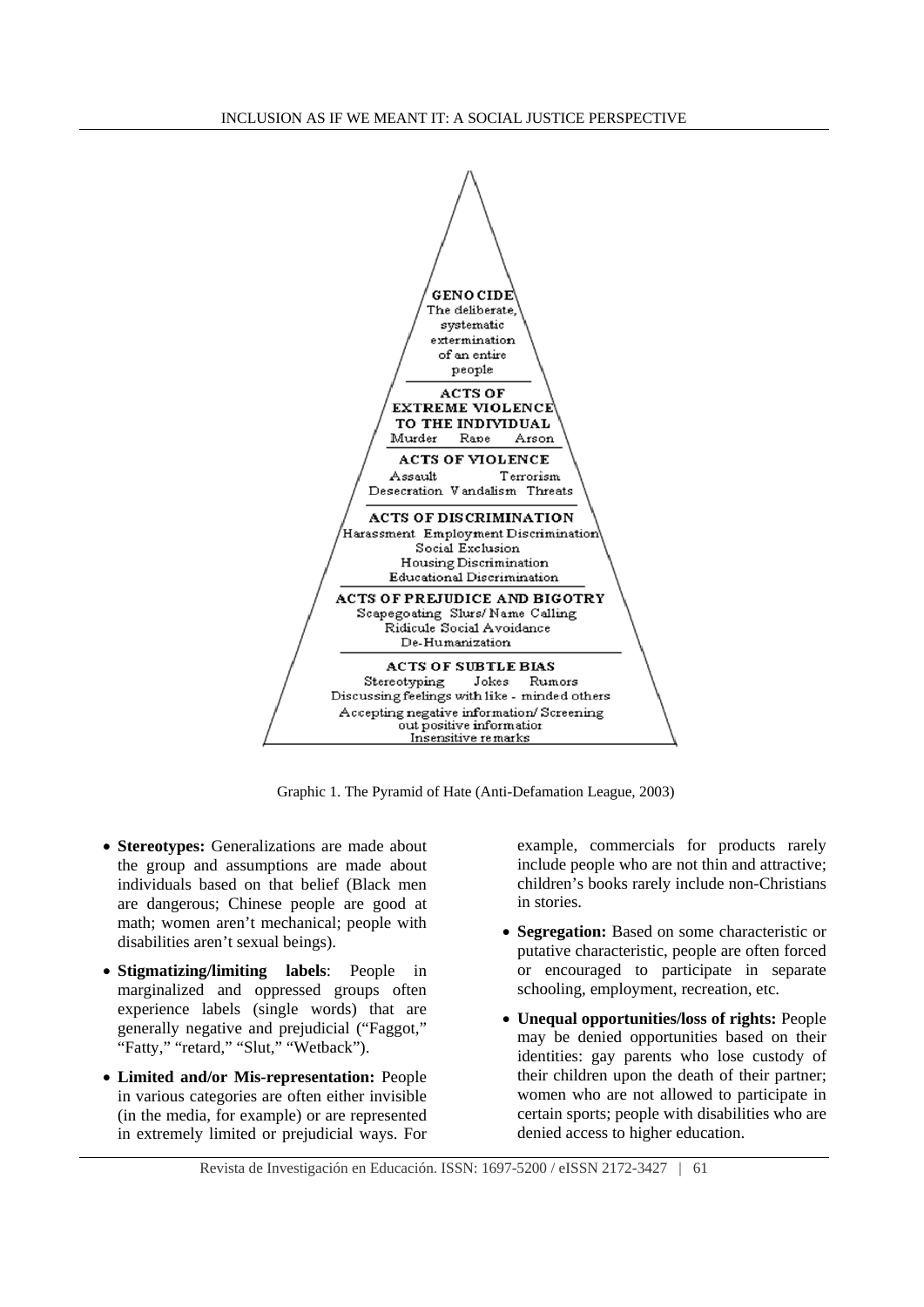**GENOCIDE**
The deliberate, systematic extermination of an entire people

**ACTS OF EXTREME VIOLENCE TO THE INDIVIDUAL**
Murder Rape Arson

**ACTS OF VIOLENCE**
Assault Terrorism
Desecration Vandalism Threats

**ACTS OF DISCRIMINATION**
Harassment Employment Discrimination
Social Exclusion
Housing Discrimination
Educational Discrimination

**ACTS OF PREJUDICE AND BIGOTRY**
Scapegoating Slurs/ Name Calling
Ridicule Social Avoidance
De-Humanization

**ACTS OF SUBTLE BIAS**
Stereotyping Jokes Rumors
Discussing feelings with like - minded others
Accepting negative information/ Screening out positive information
Insensitive remarks

Graphic 1. The Pyramid of Hate (Anti-Defamation League, 2003)

- **Stereotypes:** Generalizations are made about the group and assumptions are made about individuals based on that belief (Black men are dangerous; Chinese people are good at math; women aren't mechanical; people with disabilities aren't sexual beings).
- **Stigmatizing/limiting labels**: People in marginalized and oppressed groups often experience labels (single words) that are generally negative and prejudicial ("Faggot," "Fatty," "retard," "Slut," "Wetback").
- **Limited and/or Mis-representation:** People in various categories are often either invisible (in the media, for example) or are represented in extremely limited or prejudicial ways. For example, commercials for products rarely include people who are not thin and attractive; children's books rarely include non-Christians in stories.
- **Segregation:** Based on some characteristic or putative characteristic, people are often forced or encouraged to participate in separate schooling, employment, recreation, etc.
- **Unequal opportunities/loss of rights:** People may be denied opportunities based on their identities: gay parents who lose custody of their children upon the death of their partner; women who are not allowed to participate in certain sports; people with disabilities who are denied access to higher education.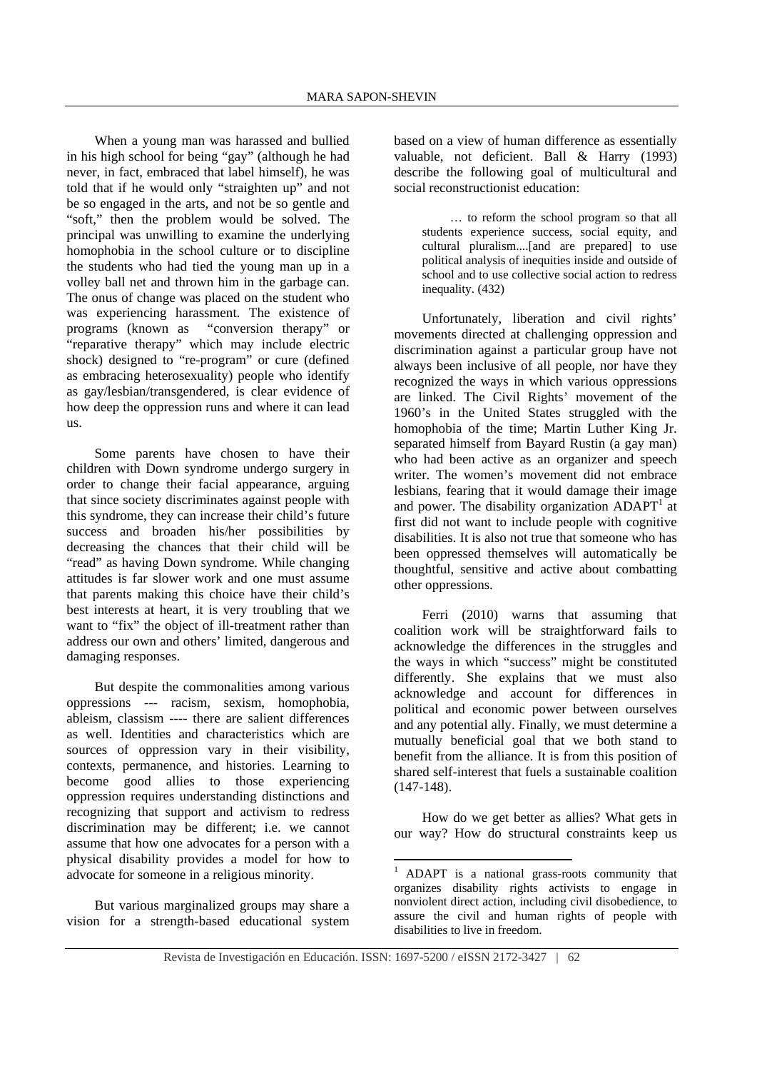When a young man was harassed and bullied in his high school for being "gay" (although he had never, in fact, embraced that label himself), he was told that if he would only "straighten up" and not be so engaged in the arts, and not be so gentle and "soft," then the problem would be solved. The principal was unwilling to examine the underlying homophobia in the school culture or to discipline the students who had tied the young man up in a volley ball net and thrown him in the garbage can. The onus of change was placed on the student who was experiencing harassment. The existence of programs (known as "conversion therapy" or "reparative therapy" which may include electric shock) designed to "re-program" or cure (defined as embracing heterosexuality) people who identify as gay/lesbian/transgendered, is clear evidence of how deep the oppression runs and where it can lead us.

Some parents have chosen to have their children with Down syndrome undergo surgery in order to change their facial appearance, arguing that since society discriminates against people with this syndrome, they can increase their child's future success and broaden his/her possibilities by decreasing the chances that their child will be "read" as having Down syndrome. While changing attitudes is far slower work and one must assume that parents making this choice have their child's best interests at heart, it is very troubling that we want to "fix" the object of ill-treatment rather than address our own and others' limited, dangerous and damaging responses.

But despite the commonalities among various oppressions --- racism, sexism, homophobia, ableism, classism ---- there are salient differences as well. Identities and characteristics which are sources of oppression vary in their visibility, contexts, permanence, and histories. Learning to become good allies to those experiencing oppression requires understanding distinctions and recognizing that support and activism to redress discrimination may be different; i.e. we cannot assume that how one advocates for a person with a physical disability provides a model for how to advocate for someone in a religious minority.

But various marginalized groups may share a vision for a strength-based educational system based on a view of human difference as essentially valuable, not deficient. Ball & Harry (1993) describe the following goal of multicultural and social reconstructionist education:

> … to reform the school program so that all students experience success, social equity, and cultural pluralism....[and are prepared] to use political analysis of inequities inside and outside of school and to use collective social action to redress inequality. (432)

Unfortunately, liberation and civil rights' movements directed at challenging oppression and discrimination against a particular group have not always been inclusive of all people, nor have they recognized the ways in which various oppressions are linked. The Civil Rights' movement of the 1960's in the United States struggled with the homophobia of the time; Martin Luther King Jr. separated himself from Bayard Rustin (a gay man) who had been active as an organizer and speech writer. The women's movement did not embrace lesbians, fearing that it would damage their image and power. The disability organization ADAPT[1] at first did not want to include people with cognitive disabilities. It is also not true that someone who has been oppressed themselves will automatically be thoughtful, sensitive and active about combatting other oppressions.

Ferri (2010) warns that assuming that coalition work will be straightforward fails to acknowledge the differences in the struggles and the ways in which "success" might be constituted differently. She explains that we must also acknowledge and account for differences in political and economic power between ourselves and any potential ally. Finally, we must determine a mutually beneficial goal that we both stand to benefit from the alliance. It is from this position of shared self-interest that fuels a sustainable coalition (147-148).

How do we get better as allies? What gets in our way? How do structural constraints keep us

---

[1] ADAPT is a national grass-roots community that organizes disability rights activists to engage in nonviolent direct action, including civil disobedience, to assure the civil and human rights of people with disabilities to live in freedom.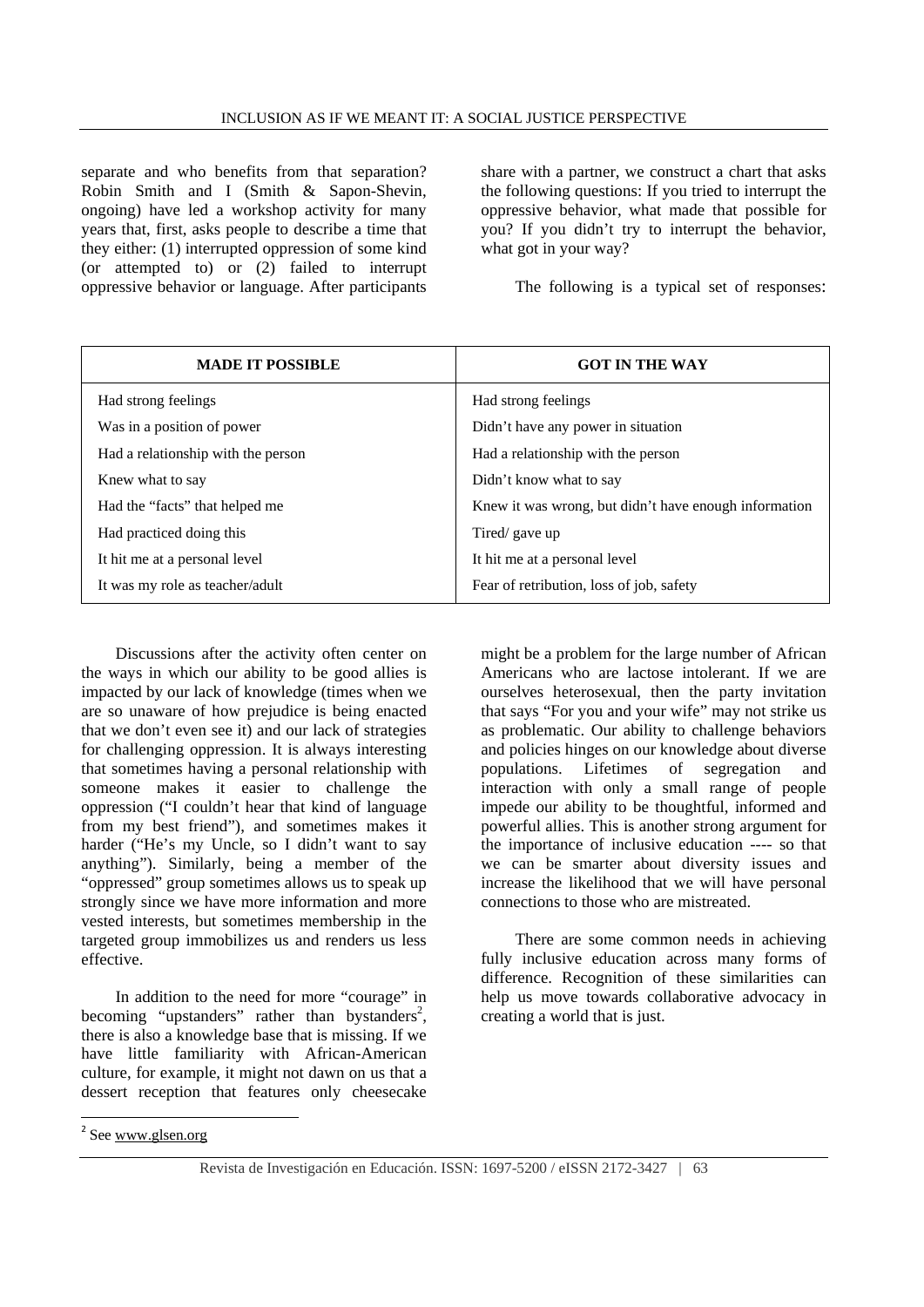separate and who benefits from that separation? Robin Smith and I (Smith & Sapon-Shevin, ongoing) have led a workshop activity for many years that, first, asks people to describe a time that they either: (1) interrupted oppression of some kind (or attempted to) or (2) failed to interrupt oppressive behavior or language. After participants share with a partner, we construct a chart that asks the following questions: If you tried to interrupt the oppressive behavior, what made that possible for you? If you didn't try to interrupt the behavior, what got in your way?

The following is a typical set of responses:

| MADE IT POSSIBLE | GOT IN THE WAY |
|---|---|
| Had strong feelings | Had strong feelings |
| Was in a position of power | Didn't have any power in situation |
| Had a relationship with the person | Had a relationship with the person |
| Knew what to say | Didn't know what to say |
| Had the "facts" that helped me | Knew it was wrong, but didn't have enough information |
| Had practiced doing this | Tired/ gave up |
| It hit me at a personal level | It hit me at a personal level |
| It was my role as teacher/adult | Fear of retribution, loss of job, safety |

Discussions after the activity often center on the ways in which our ability to be good allies is impacted by our lack of knowledge (times when we are so unaware of how prejudice is being enacted that we don't even see it) and our lack of strategies for challenging oppression. It is always interesting that sometimes having a personal relationship with someone makes it easier to challenge the oppression ("I couldn't hear that kind of language from my best friend"), and sometimes makes it harder ("He's my Uncle, so I didn't want to say anything"). Similarly, being a member of the "oppressed" group sometimes allows us to speak up strongly since we have more information and more vested interests, but sometimes membership in the targeted group immobilizes us and renders us less effective.

In addition to the need for more "courage" in becoming "upstanders" rather than bystanders[2], there is also a knowledge base that is missing. If we have little familiarity with African-American culture, for example, it might not dawn on us that a dessert reception that features only cheesecake might be a problem for the large number of African Americans who are lactose intolerant. If we are ourselves heterosexual, then the party invitation that says "For you and your wife" may not strike us as problematic. Our ability to challenge behaviors and policies hinges on our knowledge about diverse populations. Lifetimes of segregation and interaction with only a small range of people impede our ability to be thoughtful, informed and powerful allies. This is another strong argument for the importance of inclusive education ---- so that we can be smarter about diversity issues and increase the likelihood that we will have personal connections to those who are mistreated.

There are some common needs in achieving fully inclusive education across many forms of difference. Recognition of these similarities can help us move towards collaborative advocacy in creating a world that is just.

[2] See www.glsen.org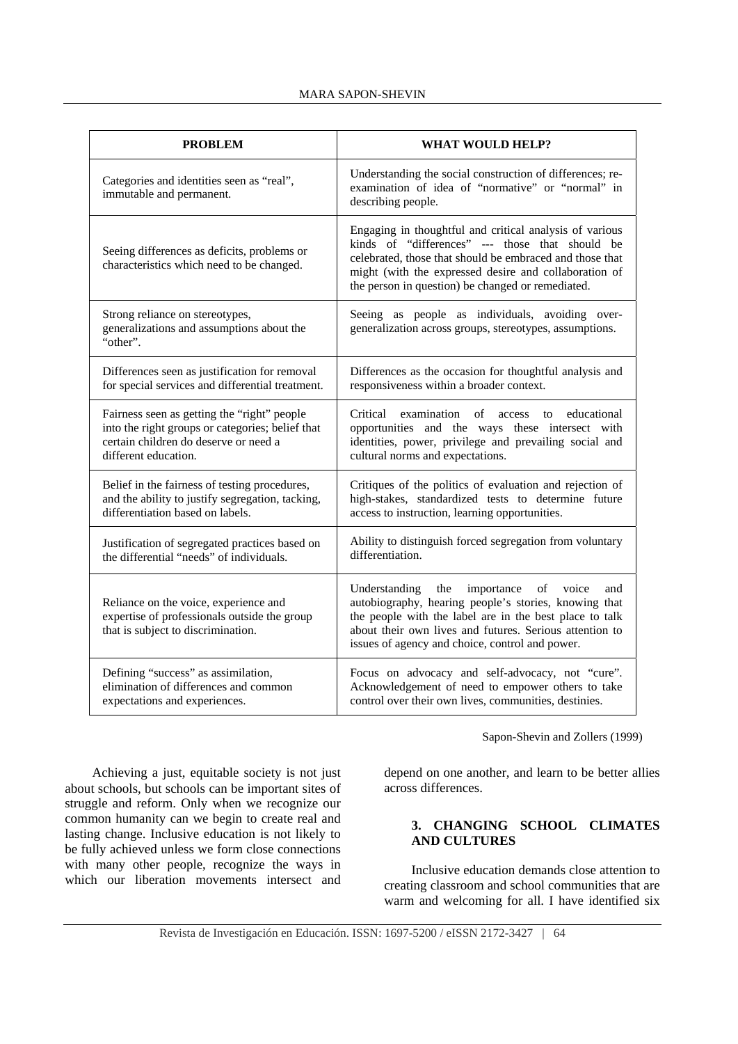| PROBLEM | WHAT WOULD HELP? |
| --- | --- |
| Categories and identities seen as "real", immutable and permanent. | Understanding the social construction of differences; re-examination of idea of "normative" or "normal" in describing people. |
| Seeing differences as deficits, problems or characteristics which need to be changed. | Engaging in thoughtful and critical analysis of various kinds of "differences" --- those that should be celebrated, those that should be embraced and those that might (with the expressed desire and collaboration of the person in question) be changed or remediated. |
| Strong reliance on stereotypes, generalizations and assumptions about the "other". | Seeing as people as individuals, avoiding over-generalization across groups, stereotypes, assumptions. |
| Differences seen as justification for removal for special services and differential treatment. | Differences as the occasion for thoughtful analysis and responsiveness within a broader context. |
| Fairness seen as getting the "right" people into the right groups or categories; belief that certain children do deserve or need a different education. | Critical examination of access to educational opportunities and the ways these intersect with identities, power, privilege and prevailing social and cultural norms and expectations. |
| Belief in the fairness of testing procedures, and the ability to justify segregation, tacking, differentiation based on labels. | Critiques of the politics of evaluation and rejection of high-stakes, standardized tests to determine future access to instruction, learning opportunities. |
| Justification of segregated practices based on the differential "needs" of individuals. | Ability to distinguish forced segregation from voluntary differentiation. |
| Reliance on the voice, experience and expertise of professionals outside the group that is subject to discrimination. | Understanding the importance of voice and autobiography, hearing people's stories, knowing that the people with the label are in the best place to talk about their own lives and futures. Serious attention to issues of agency and choice, control and power. |
| Defining "success" as assimilation, elimination of differences and common expectations and experiences. | Focus on advocacy and self-advocacy, not "cure". Acknowledgement of need to empower others to take control over their own lives, communities, destinies. |

Sapon-Shevin and Zollers (1999)

Achieving a just, equitable society is not just about schools, but schools can be important sites of struggle and reform. Only when we recognize our common humanity can we begin to create real and lasting change. Inclusive education is not likely to be fully achieved unless we form close connections with many other people, recognize the ways in which our liberation movements intersect and depend on one another, and learn to be better allies across differences.

### 3. CHANGING SCHOOL CLIMATES AND CULTURES

Inclusive education demands close attention to creating classroom and school communities that are warm and welcoming for all. I have identified six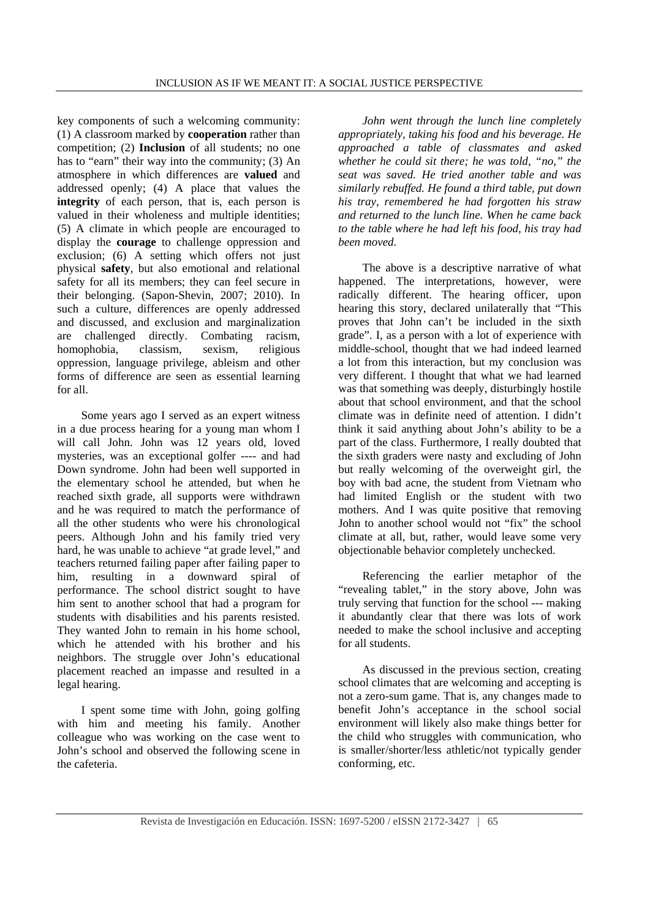key components of such a welcoming community: (1) A classroom marked by **cooperation** rather than competition; (2) **Inclusion** of all students; no one has to "earn" their way into the community; (3) An atmosphere in which differences are **valued** and addressed openly; (4) A place that values the **integrity** of each person, that is, each person is valued in their wholeness and multiple identities; (5) A climate in which people are encouraged to display the **courage** to challenge oppression and exclusion; (6) A setting which offers not just physical **safety**, but also emotional and relational safety for all its members; they can feel secure in their belonging. (Sapon-Shevin, 2007; 2010). In such a culture, differences are openly addressed and discussed, and exclusion and marginalization are challenged directly. Combating racism, homophobia, classism, sexism, religious oppression, language privilege, ableism and other forms of difference are seen as essential learning for all.

Some years ago I served as an expert witness in a due process hearing for a young man whom I will call John. John was 12 years old, loved mysteries, was an exceptional golfer ---- and had Down syndrome. John had been well supported in the elementary school he attended, but when he reached sixth grade, all supports were withdrawn and he was required to match the performance of all the other students who were his chronological peers. Although John and his family tried very hard, he was unable to achieve "at grade level," and teachers returned failing paper after failing paper to him, resulting in a downward spiral of performance. The school district sought to have him sent to another school that had a program for students with disabilities and his parents resisted. They wanted John to remain in his home school, which he attended with his brother and his neighbors. The struggle over John's educational placement reached an impasse and resulted in a legal hearing.

I spent some time with John, going golfing with him and meeting his family. Another colleague who was working on the case went to John's school and observed the following scene in the cafeteria.

*John went through the lunch line completely appropriately, taking his food and his beverage. He approached a table of classmates and asked whether he could sit there; he was told, "no," the seat was saved. He tried another table and was similarly rebuffed. He found a third table, put down his tray, remembered he had forgotten his straw and returned to the lunch line. When he came back to the table where he had left his food, his tray had been moved.*

The above is a descriptive narrative of what happened. The interpretations, however, were radically different. The hearing officer, upon hearing this story, declared unilaterally that "This proves that John can't be included in the sixth grade". I, as a person with a lot of experience with middle-school, thought that we had indeed learned a lot from this interaction, but my conclusion was very different. I thought that what we had learned was that something was deeply, disturbingly hostile about that school environment, and that the school climate was in definite need of attention. I didn't think it said anything about John's ability to be a part of the class. Furthermore, I really doubted that the sixth graders were nasty and excluding of John but really welcoming of the overweight girl, the boy with bad acne, the student from Vietnam who had limited English or the student with two mothers. And I was quite positive that removing John to another school would not "fix" the school climate at all, but, rather, would leave some very objectionable behavior completely unchecked.

Referencing the earlier metaphor of the "revealing tablet," in the story above, John was truly serving that function for the school --- making it abundantly clear that there was lots of work needed to make the school inclusive and accepting for all students.

As discussed in the previous section, creating school climates that are welcoming and accepting is not a zero-sum game. That is, any changes made to benefit John's acceptance in the school social environment will likely also make things better for the child who struggles with communication, who is smaller/shorter/less athletic/not typically gender conforming, etc.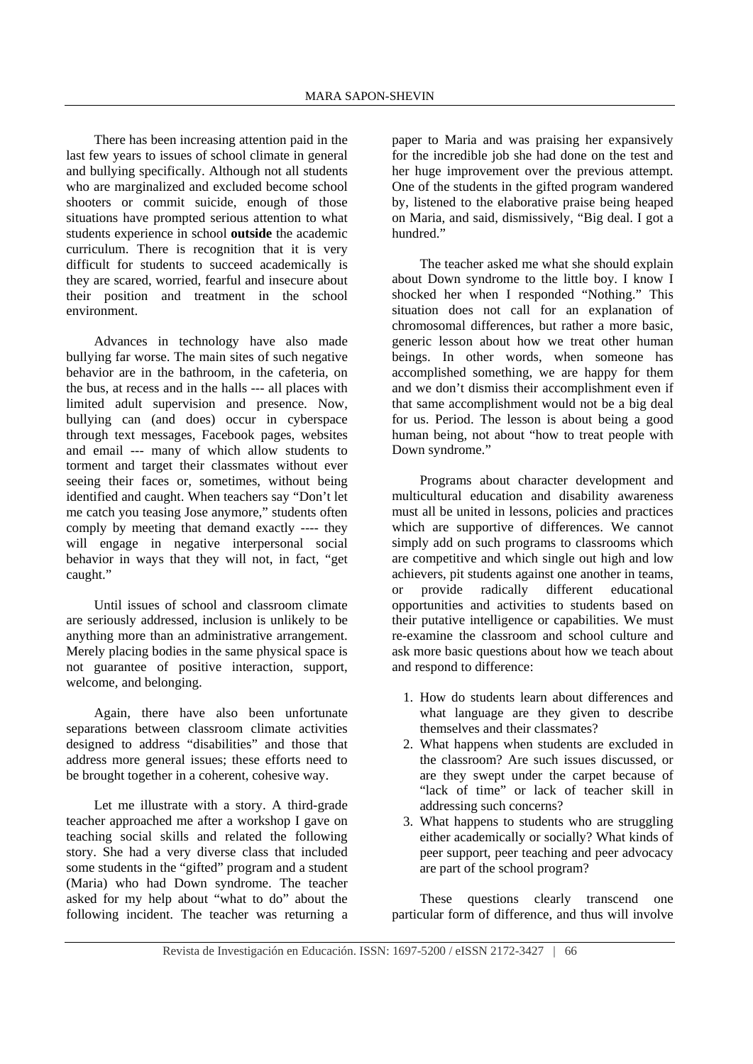There has been increasing attention paid in the last few years to issues of school climate in general and bullying specifically. Although not all students who are marginalized and excluded become school shooters or commit suicide, enough of those situations have prompted serious attention to what students experience in school **outside** the academic curriculum. There is recognition that it is very difficult for students to succeed academically is they are scared, worried, fearful and insecure about their position and treatment in the school environment.

Advances in technology have also made bullying far worse. The main sites of such negative behavior are in the bathroom, in the cafeteria, on the bus, at recess and in the halls --- all places with limited adult supervision and presence. Now, bullying can (and does) occur in cyberspace through text messages, Facebook pages, websites and email --- many of which allow students to torment and target their classmates without ever seeing their faces or, sometimes, without being identified and caught. When teachers say "Don't let me catch you teasing Jose anymore," students often comply by meeting that demand exactly ---- they will engage in negative interpersonal social behavior in ways that they will not, in fact, "get caught."

Until issues of school and classroom climate are seriously addressed, inclusion is unlikely to be anything more than an administrative arrangement. Merely placing bodies in the same physical space is not guarantee of positive interaction, support, welcome, and belonging.

Again, there have also been unfortunate separations between classroom climate activities designed to address "disabilities" and those that address more general issues; these efforts need to be brought together in a coherent, cohesive way.

Let me illustrate with a story. A third-grade teacher approached me after a workshop I gave on teaching social skills and related the following story. She had a very diverse class that included some students in the "gifted" program and a student (Maria) who had Down syndrome. The teacher asked for my help about "what to do" about the following incident. The teacher was returning a paper to Maria and was praising her expansively for the incredible job she had done on the test and her huge improvement over the previous attempt. One of the students in the gifted program wandered by, listened to the elaborative praise being heaped on Maria, and said, dismissively, "Big deal. I got a hundred."

The teacher asked me what she should explain about Down syndrome to the little boy. I know I shocked her when I responded "Nothing." This situation does not call for an explanation of chromosomal differences, but rather a more basic, generic lesson about how we treat other human beings. In other words, when someone has accomplished something, we are happy for them and we don't dismiss their accomplishment even if that same accomplishment would not be a big deal for us. Period. The lesson is about being a good human being, not about "how to treat people with Down syndrome."

Programs about character development and multicultural education and disability awareness must all be united in lessons, policies and practices which are supportive of differences. We cannot simply add on such programs to classrooms which are competitive and which single out high and low achievers, pit students against one another in teams, or provide radically different educational opportunities and activities to students based on their putative intelligence or capabilities. We must re-examine the classroom and school culture and ask more basic questions about how we teach about and respond to difference:

1. How do students learn about differences and what language are they given to describe themselves and their classmates?
2. What happens when students are excluded in the classroom? Are such issues discussed, or are they swept under the carpet because of "lack of time" or lack of teacher skill in addressing such concerns?
3. What happens to students who are struggling either academically or socially? What kinds of peer support, peer teaching and peer advocacy are part of the school program?

These questions clearly transcend one particular form of difference, and thus will involve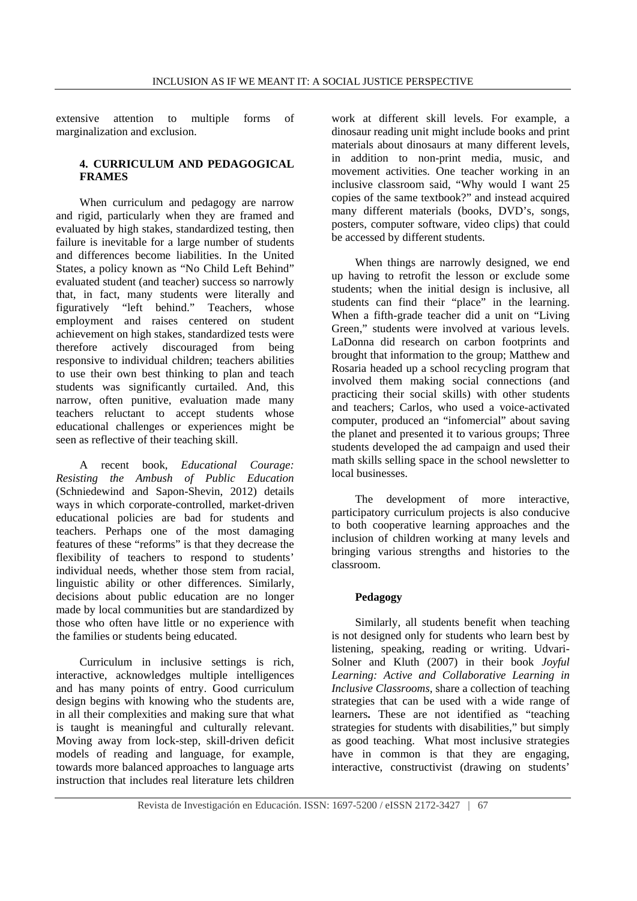extensive attention to multiple forms of marginalization and exclusion.

## 4. CURRICULUM AND PEDAGOGICAL FRAMES

When curriculum and pedagogy are narrow and rigid, particularly when they are framed and evaluated by high stakes, standardized testing, then failure is inevitable for a large number of students and differences become liabilities. In the United States, a policy known as "No Child Left Behind" evaluated student (and teacher) success so narrowly that, in fact, many students were literally and figuratively "left behind." Teachers, whose employment and raises centered on student achievement on high stakes, standardized tests were therefore actively discouraged from being responsive to individual children; teachers abilities to use their own best thinking to plan and teach students was significantly curtailed. And, this narrow, often punitive, evaluation made many teachers reluctant to accept students whose educational challenges or experiences might be seen as reflective of their teaching skill.

A recent book, *Educational Courage: Resisting the Ambush of Public Education* (Schniedewind and Sapon-Shevin, 2012) details ways in which corporate-controlled, market-driven educational policies are bad for students and teachers. Perhaps one of the most damaging features of these "reforms" is that they decrease the flexibility of teachers to respond to students' individual needs, whether those stem from racial, linguistic ability or other differences. Similarly, decisions about public education are no longer made by local communities but are standardized by those who often have little or no experience with the families or students being educated.

Curriculum in inclusive settings is rich, interactive, acknowledges multiple intelligences and has many points of entry. Good curriculum design begins with knowing who the students are, in all their complexities and making sure that what is taught is meaningful and culturally relevant. Moving away from lock-step, skill-driven deficit models of reading and language, for example, towards more balanced approaches to language arts instruction that includes real literature lets children work at different skill levels. For example, a dinosaur reading unit might include books and print materials about dinosaurs at many different levels, in addition to non-print media, music, and movement activities. One teacher working in an inclusive classroom said, "Why would I want 25 copies of the same textbook?" and instead acquired many different materials (books, DVD's, songs, posters, computer software, video clips) that could be accessed by different students.

When things are narrowly designed, we end up having to retrofit the lesson or exclude some students; when the initial design is inclusive, all students can find their "place" in the learning. When a fifth-grade teacher did a unit on "Living Green," students were involved at various levels. LaDonna did research on carbon footprints and brought that information to the group; Matthew and Rosaria headed up a school recycling program that involved them making social connections (and practicing their social skills) with other students and teachers; Carlos, who used a voice-activated computer, produced an "infomercial" about saving the planet and presented it to various groups; Three students developed the ad campaign and used their math skills selling space in the school newsletter to local businesses.

The development of more interactive, participatory curriculum projects is also conducive to both cooperative learning approaches and the inclusion of children working at many levels and bringing various strengths and histories to the classroom.

### Pedagogy

Similarly, all students benefit when teaching is not designed only for students who learn best by listening, speaking, reading or writing. Udvari-Solner and Kluth (2007) in their book *Joyful Learning: Active and Collaborative Learning in Inclusive Classrooms,* share a collection of teaching strategies that can be used with a wide range of learners**.** These are not identified as "teaching strategies for students with disabilities," but simply as good teaching. What most inclusive strategies have in common is that they are engaging, interactive, constructivist (drawing on students'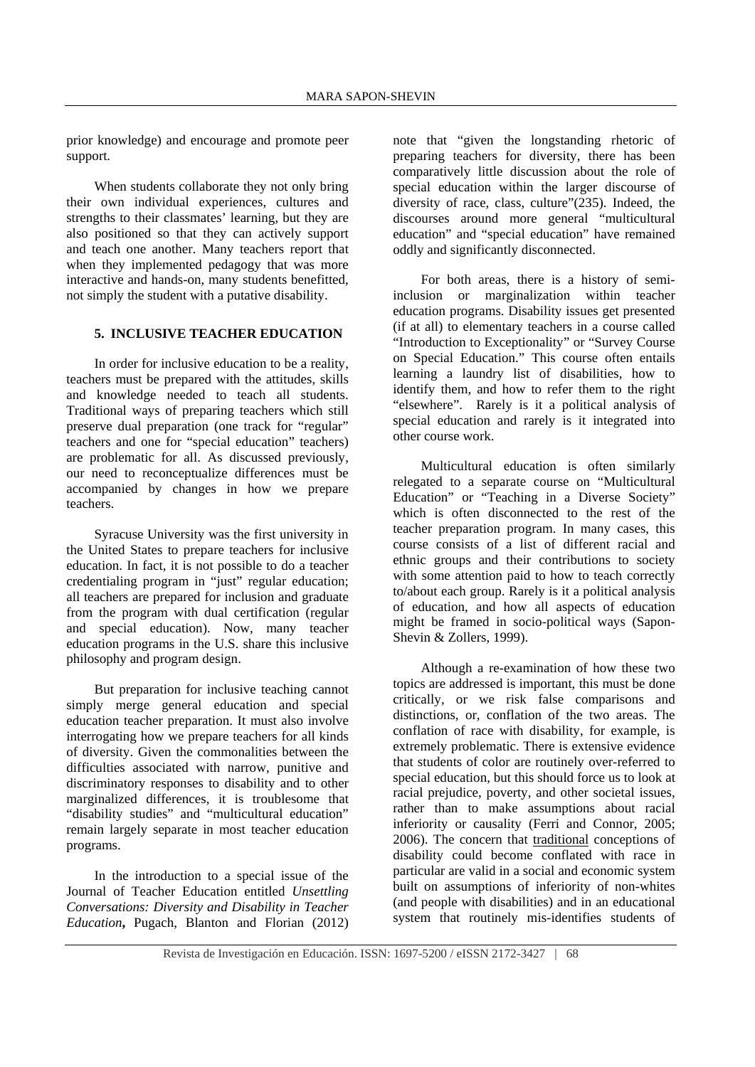prior knowledge) and encourage and promote peer support.

When students collaborate they not only bring their own individual experiences, cultures and strengths to their classmates' learning, but they are also positioned so that they can actively support and teach one another. Many teachers report that when they implemented pedagogy that was more interactive and hands-on, many students benefitted, not simply the student with a putative disability.

## 5. INCLUSIVE TEACHER EDUCATION

In order for inclusive education to be a reality, teachers must be prepared with the attitudes, skills and knowledge needed to teach all students. Traditional ways of preparing teachers which still preserve dual preparation (one track for "regular" teachers and one for "special education" teachers) are problematic for all. As discussed previously, our need to reconceptualize differences must be accompanied by changes in how we prepare teachers.

Syracuse University was the first university in the United States to prepare teachers for inclusive education. In fact, it is not possible to do a teacher credentialing program in "just" regular education; all teachers are prepared for inclusion and graduate from the program with dual certification (regular and special education). Now, many teacher education programs in the U.S. share this inclusive philosophy and program design.

But preparation for inclusive teaching cannot simply merge general education and special education teacher preparation. It must also involve interrogating how we prepare teachers for all kinds of diversity. Given the commonalities between the difficulties associated with narrow, punitive and discriminatory responses to disability and to other marginalized differences, it is troublesome that "disability studies" and "multicultural education" remain largely separate in most teacher education programs.

In the introduction to a special issue of the Journal of Teacher Education entitled *Unsettling Conversations: Diversity and Disability in Teacher Education***,** Pugach, Blanton and Florian (2012) note that "given the longstanding rhetoric of preparing teachers for diversity, there has been comparatively little discussion about the role of special education within the larger discourse of diversity of race, class, culture"(235). Indeed, the discourses around more general "multicultural education" and "special education" have remained oddly and significantly disconnected.

For both areas, there is a history of semi-inclusion or marginalization within teacher education programs. Disability issues get presented (if at all) to elementary teachers in a course called "Introduction to Exceptionality" or "Survey Course on Special Education." This course often entails learning a laundry list of disabilities, how to identify them, and how to refer them to the right "elsewhere". Rarely is it a political analysis of special education and rarely is it integrated into other course work.

Multicultural education is often similarly relegated to a separate course on "Multicultural Education" or "Teaching in a Diverse Society" which is often disconnected to the rest of the teacher preparation program. In many cases, this course consists of a list of different racial and ethnic groups and their contributions to society with some attention paid to how to teach correctly to/about each group. Rarely is it a political analysis of education, and how all aspects of education might be framed in socio-political ways (Sapon-Shevin & Zollers, 1999).

Although a re-examination of how these two topics are addressed is important, this must be done critically, or we risk false comparisons and distinctions, or, conflation of the two areas. The conflation of race with disability, for example, is extremely problematic. There is extensive evidence that students of color are routinely over-referred to special education, but this should force us to look at racial prejudice, poverty, and other societal issues, rather than to make assumptions about racial inferiority or causality (Ferri and Connor, 2005; 2006). The concern that traditional conceptions of disability could become conflated with race in particular are valid in a social and economic system built on assumptions of inferiority of non-whites (and people with disabilities) and in an educational system that routinely mis-identifies students of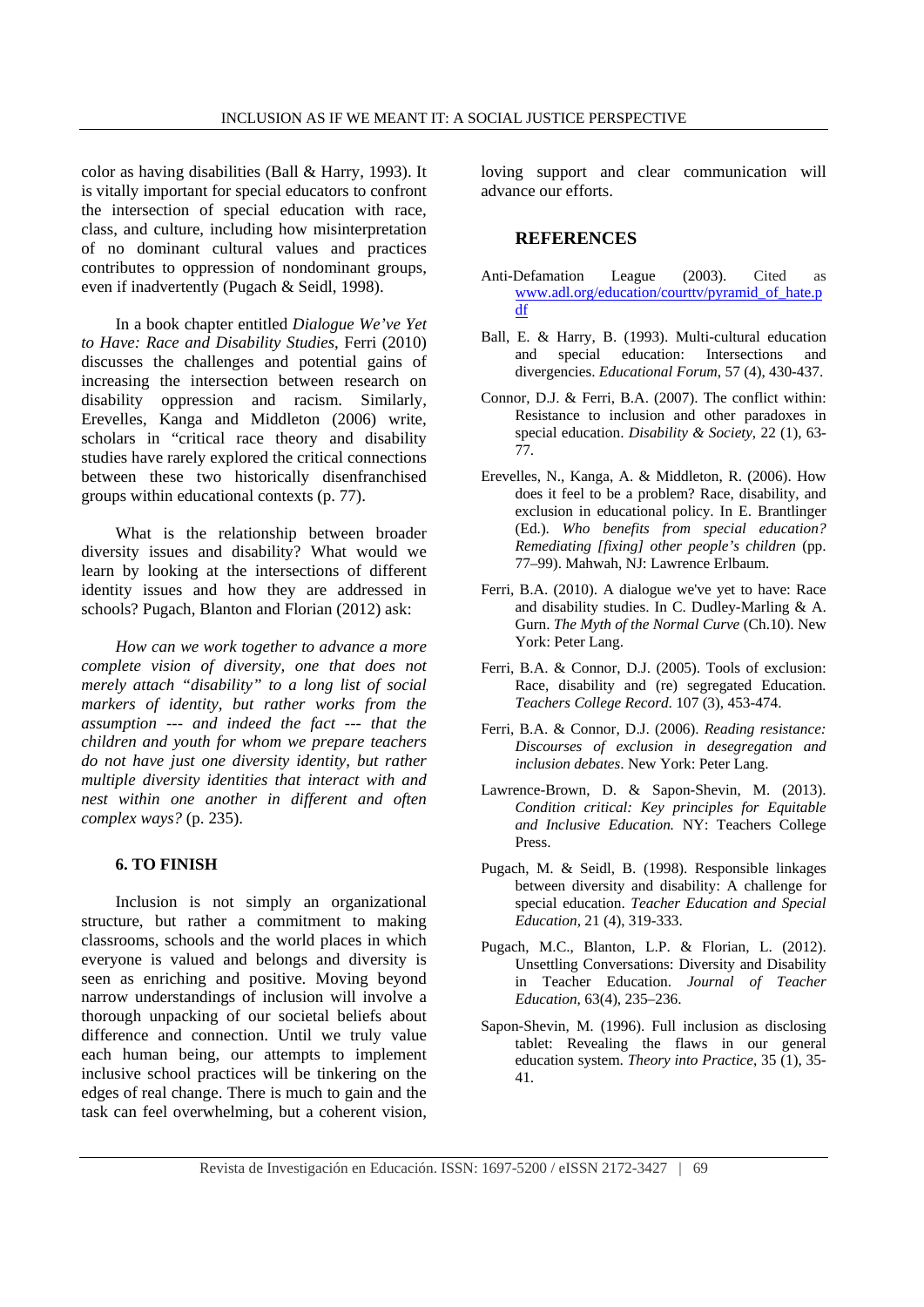color as having disabilities (Ball & Harry, 1993). It is vitally important for special educators to confront the intersection of special education with race, class, and culture, including how misinterpretation of no dominant cultural values and practices contributes to oppression of nondominant groups, even if inadvertently (Pugach & Seidl, 1998).

In a book chapter entitled *Dialogue We've Yet to Have: Race and Disability Studies*, Ferri (2010) discusses the challenges and potential gains of increasing the intersection between research on disability oppression and racism. Similarly, Erevelles, Kanga and Middleton (2006) write, scholars in "critical race theory and disability studies have rarely explored the critical connections between these two historically disenfranchised groups within educational contexts (p. 77).

What is the relationship between broader diversity issues and disability? What would we learn by looking at the intersections of different identity issues and how they are addressed in schools? Pugach, Blanton and Florian (2012) ask:

*How can we work together to advance a more complete vision of diversity, one that does not merely attach "disability" to a long list of social markers of identity, but rather works from the assumption --- and indeed the fact --- that the children and youth for whom we prepare teachers do not have just one diversity identity, but rather multiple diversity identities that interact with and nest within one another in different and often complex ways?* (p. 235).

### 6. TO FINISH

Inclusion is not simply an organizational structure, but rather a commitment to making classrooms, schools and the world places in which everyone is valued and belongs and diversity is seen as enriching and positive. Moving beyond narrow understandings of inclusion will involve a thorough unpacking of our societal beliefs about difference and connection. Until we truly value each human being, our attempts to implement inclusive school practices will be tinkering on the edges of real change. There is much to gain and the task can feel overwhelming, but a coherent vision, loving support and clear communication will advance our efforts.

## REFERENCES

Anti-Defamation League (2003). Cited as www.adl.org/education/courttv/pyramid_of_hate.pdf

Ball, E. & Harry, B. (1993). Multi-cultural education and special education: Intersections and divergencies. *Educational Forum*, 57 (4), 430-437.

Connor, D.J. & Ferri, B.A. (2007). The conflict within: Resistance to inclusion and other paradoxes in special education. *Disability & Society*, 22 (1), 63-77.

Erevelles, N., Kanga, A. & Middleton, R. (2006). How does it feel to be a problem? Race, disability, and exclusion in educational policy. In E. Brantlinger (Ed.). *Who benefits from special education? Remediating [fixing] other people's children* (pp. 77–99). Mahwah, NJ: Lawrence Erlbaum.

Ferri, B.A. (2010). A dialogue we've yet to have: Race and disability studies. In C. Dudley-Marling & A. Gurn. *The Myth of the Normal Curve* (Ch.10). New York: Peter Lang.

Ferri, B.A. & Connor, D.J. (2005). Tools of exclusion: Race, disability and (re) segregated Education. *Teachers College Record*. 107 (3), 453-474.

Ferri, B.A. & Connor, D.J. (2006). *Reading resistance: Discourses of exclusion in desegregation and inclusion debates*. New York: Peter Lang.

Lawrence-Brown, D. & Sapon-Shevin, M. (2013). *Condition critical: Key principles for Equitable and Inclusive Education.* NY: Teachers College Press.

Pugach, M. & Seidl, B. (1998). Responsible linkages between diversity and disability: A challenge for special education. *Teacher Education and Special Education*, 21 (4), 319-333.

Pugach, M.C., Blanton, L.P. & Florian, L. (2012). Unsettling Conversations: Diversity and Disability in Teacher Education. *Journal of Teacher Education*, 63(4), 235–236.

Sapon-Shevin, M. (1996). Full inclusion as disclosing tablet: Revealing the flaws in our general education system. *Theory into Practice*, 35 (1), 35-41.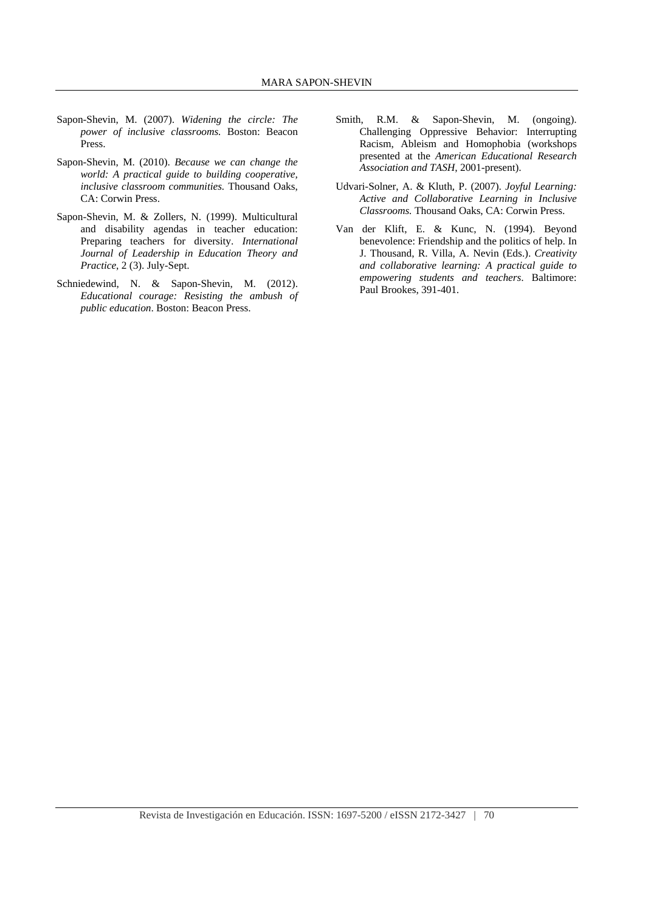Sapon-Shevin, M. (2007). *Widening the circle: The power of inclusive classrooms.* Boston: Beacon Press.

Sapon-Shevin, M. (2010). *Because we can change the world: A practical guide to building cooperative, inclusive classroom communities.* Thousand Oaks, CA: Corwin Press.

Sapon-Shevin, M. & Zollers, N. (1999). Multicultural and disability agendas in teacher education: Preparing teachers for diversity. *International Journal of Leadership in Education Theory and Practice*, 2 (3). July-Sept.

Schniedewind, N. & Sapon-Shevin, M. (2012). *Educational courage: Resisting the ambush of public education*. Boston: Beacon Press.

Smith, R.M. & Sapon-Shevin, M. (ongoing). Challenging Oppressive Behavior: Interrupting Racism, Ableism and Homophobia (workshops presented at the *American Educational Research Association and TASH*, 2001-present).

Udvari-Solner, A. & Kluth, P. (2007). *Joyful Learning: Active and Collaborative Learning in Inclusive Classrooms.* Thousand Oaks, CA: Corwin Press.

Van der Klift, E. & Kunc, N. (1994). Beyond benevolence: Friendship and the politics of help. In J. Thousand, R. Villa, A. Nevin (Eds.). *Creativity and collaborative learning: A practical guide to empowering students and teachers*. Baltimore: Paul Brookes, 391-401.